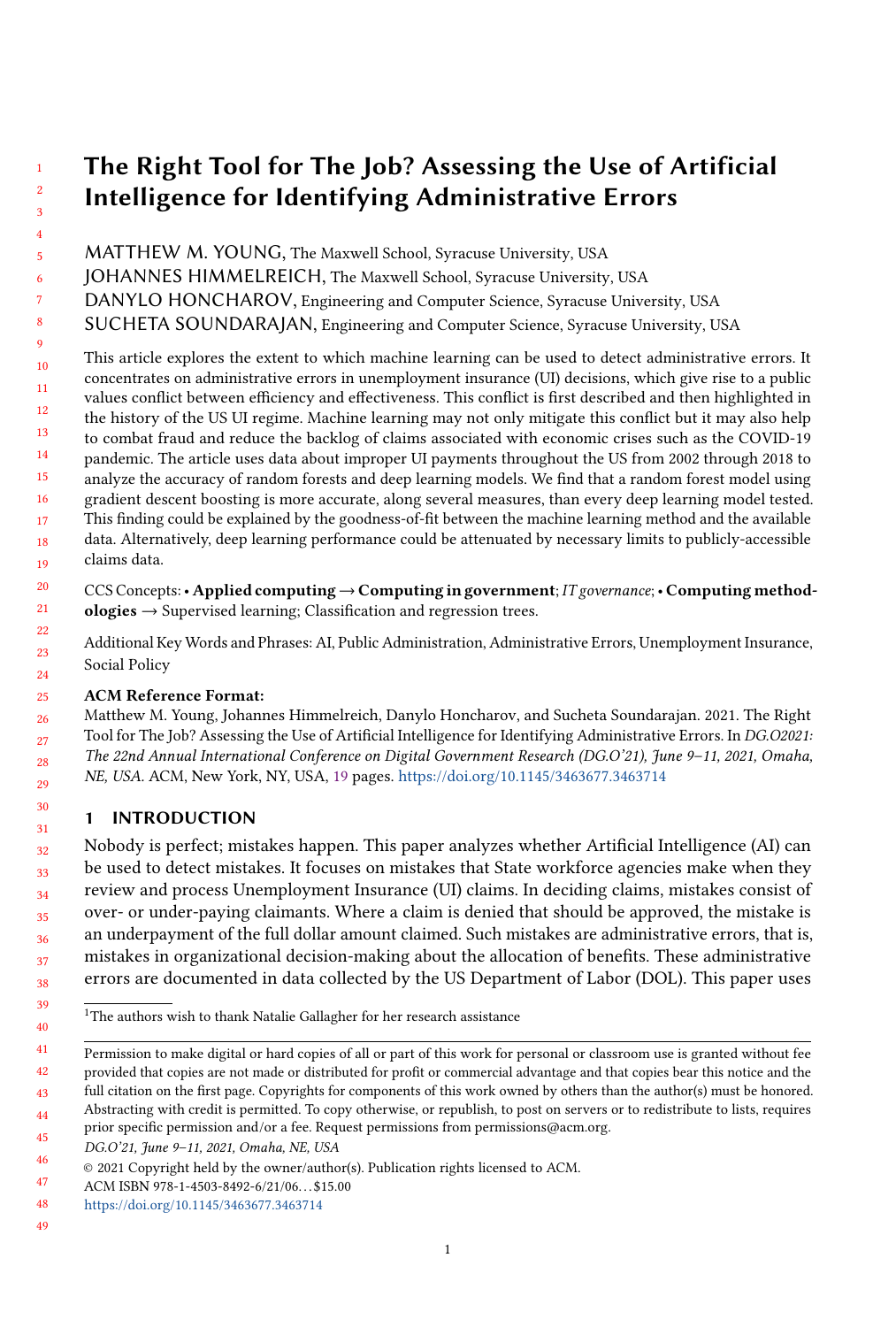# The Right Tool for The Job? Assessing the Use of Artificial Intelligence for Identifying Administrative Errors

MATTHEW M. YOUNG, The Maxwell School, Syracuse University, USA

JOHANNES HIMMELREICH, The Maxwell School, Syracuse University, USA

DANYLO HONCHAROV, Engineering and Computer Science, Syracuse University, USA

SUCHETA SOUNDARAJAN, Engineering and Computer Science, Syracuse University, USA

This article explores the extent to which machine learning can be used to detect administrative errors. It concentrates on administrative errors in unemployment insurance (UI) decisions, which give rise to a public values conflict between efficiency and effectiveness. This conflict is first described and then highlighted in the history of the US UI regime. Machine learning may not only mitigate this conflict but it may also help to combat fraud and reduce the backlog of claims associated with economic crises such as the COVID-19 pandemic. The article uses data about improper UI payments throughout the US from 2002 through 2018 to analyze the accuracy of random forests and deep learning models. We find that a random forest model using gradient descent boosting is more accurate, along several measures, than every deep learning model tested. This finding could be explained by the goodness-of-fit between the machine learning method and the available data. Alternatively, deep learning performance could be attenuated by necessary limits to publicly-accessible claims data.

CCS Concepts: • **Applied computing** → **Computing in government**; *IT governance*; • **Computing methodologies** → Supervised learning; Classification and regression trees.

Additional Key Words and Phrases: AI, Public Administration, Administrative Errors, Unemployment Insurance, Social Policy

**ACM Reference Format:**
Matthew M. Young, Johannes Himmelreich, Danylo Honcharov, and Sucheta Soundarajan. 2021. The Right Tool for The Job? Assessing the Use of Artificial Intelligence for Identifying Administrative Errors. In *DG.O2021: The 22nd Annual International Conference on Digital Government Research (DG.O'21), June 9–11, 2021, Omaha, NE, USA.* ACM, New York, NY, USA, 19 pages. https://doi.org/10.1145/3463677.3463714

## 1 INTRODUCTION

Nobody is perfect; mistakes happen. This paper analyzes whether Artificial Intelligence (AI) can be used to detect mistakes. It focuses on mistakes that State workforce agencies make when they review and process Unemployment Insurance (UI) claims. In deciding claims, mistakes consist of over- or under-paying claimants. Where a claim is denied that should be approved, the mistake is an underpayment of the full dollar amount claimed. Such mistakes are administrative errors, that is, mistakes in organizational decision-making about the allocation of benefits. These administrative errors are documented in data collected by the US Department of Labor (DOL). This paper uses

[1]The authors wish to thank Natalie Gallagher for her research assistance

Permission to make digital or hard copies of all or part of this work for personal or classroom use is granted without fee provided that copies are not made or distributed for profit or commercial advantage and that copies bear this notice and the full citation on the first page. Copyrights for components of this work owned by others than the author(s) must be honored. Abstracting with credit is permitted. To copy otherwise, or republish, to post on servers or to redistribute to lists, requires prior specific permission and/or a fee. Request permissions from permissions@acm.org.

*DG.O'21, June 9–11, 2021, Omaha, NE, USA*

© 2021 Copyright held by the owner/author(s). Publication rights licensed to ACM.

ACM ISBN 978-1-4503-8492-6/21/06…$15.00

https://doi.org/10.1145/3463677.3463714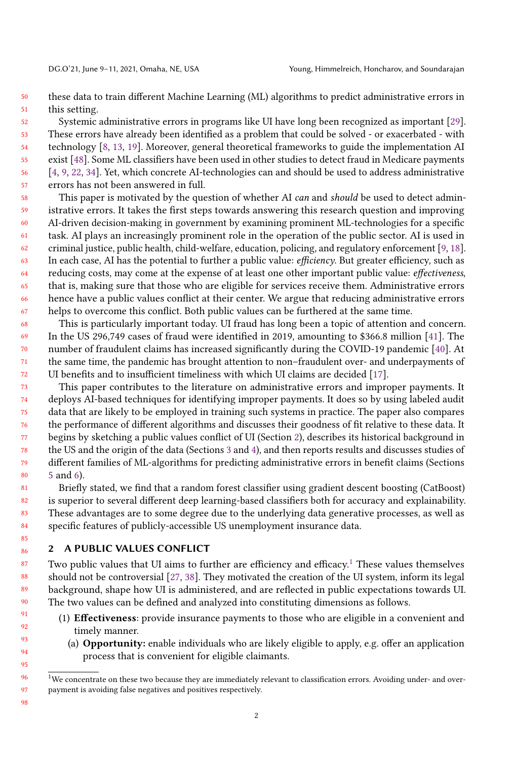these data to train different Machine Learning (ML) algorithms to predict administrative errors in this setting.

Systemic administrative errors in programs like UI have long been recognized as important [29]. These errors have already been identified as a problem that could be solved - or exacerbated - with technology [8, 13, 19]. Moreover, general theoretical frameworks to guide the implementation AI exist [48]. Some ML classifiers have been used in other studies to detect fraud in Medicare payments [4, 9, 22, 34]. Yet, which concrete AI-technologies can and should be used to address administrative errors has not been answered in full.

This paper is motivated by the question of whether AI *can* and *should* be used to detect administrative errors. It takes the first steps towards answering this research question and improving AI-driven decision-making in government by examining prominent ML-technologies for a specific task. AI plays an increasingly prominent role in the operation of the public sector. AI is used in criminal justice, public health, child-welfare, education, policing, and regulatory enforcement [9, 18]. In each case, AI has the potential to further a public value: *efficiency*. But greater efficiency, such as reducing costs, may come at the expense of at least one other important public value: *effectiveness*, that is, making sure that those who are eligible for services receive them. Administrative errors hence have a public values conflict at their center. We argue that reducing administrative errors helps to overcome this conflict. Both public values can be furthered at the same time.

This is particularly important today. UI fraud has long been a topic of attention and concern. In the US 296,749 cases of fraud were identified in 2019, amounting to \$366.8 million [41]. The number of fraudulent claims has increased significantly during the COVID-19 pandemic [40]. At the same time, the pandemic has brought attention to non–fraudulent over- and underpayments of UI benefits and to insufficient timeliness with which UI claims are decided [17].

This paper contributes to the literature on administrative errors and improper payments. It deploys AI-based techniques for identifying improper payments. It does so by using labeled audit data that are likely to be employed in training such systems in practice. The paper also compares the performance of different algorithms and discusses their goodness of fit relative to these data. It begins by sketching a public values conflict of UI (Section 2), describes its historical background in the US and the origin of the data (Sections 3 and 4), and then reports results and discusses studies of different families of ML-algorithms for predicting administrative errors in benefit claims (Sections 5 and 6).

Briefly stated, we find that a random forest classifier using gradient descent boosting (CatBoost) is superior to several different deep learning-based classifiers both for accuracy and explainability. These advantages are to some degree due to the underlying data generative processes, as well as specific features of publicly-accessible US unemployment insurance data.

## 2 A PUBLIC VALUES CONFLICT

Two public values that UI aims to further are efficiency and efficacy.[1] These values themselves should not be controversial [27, 38]. They motivated the creation of the UI system, inform its legal background, shape how UI is administered, and are reflected in public expectations towards UI. The two values can be defined and analyzed into constituting dimensions as follows.

1. **Effectiveness**: provide insurance payments to those who are eligible in a convenient and timely manner.
   a. **Opportunity:** enable individuals who are likely eligible to apply, e.g. offer an application process that is convenient for eligible claimants.

[1] We concentrate on these two because they are immediately relevant to classification errors. Avoiding under- and overpayment is avoiding false negatives and positives respectively.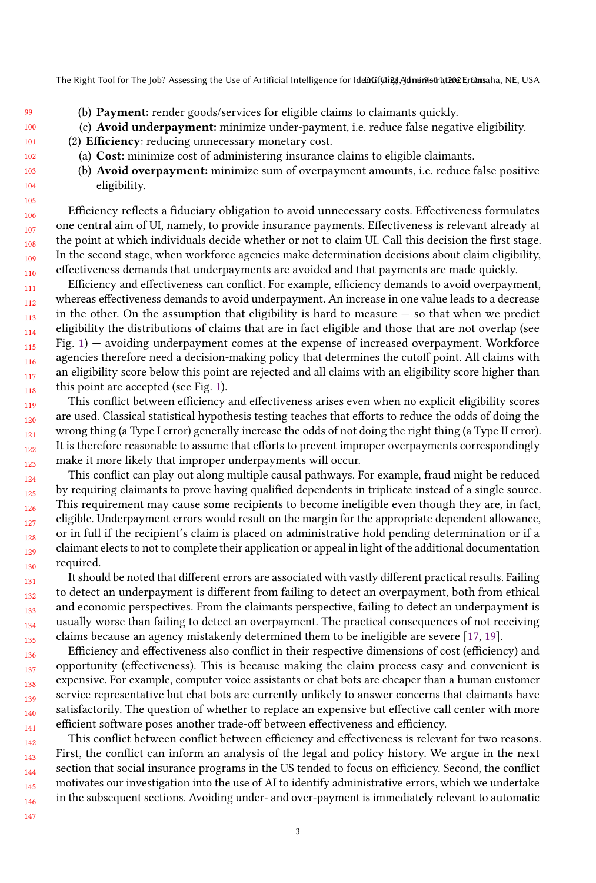(b) **Payment:** render goods/services for eligible claims to claimants quickly.
   (c) **Avoid underpayment:** minimize under-payment, i.e. reduce false negative eligibility.
(2) **Efficiency**: reducing unnecessary monetary cost.
   (a) **Cost:** minimize cost of administering insurance claims to eligible claimants.
   (b) **Avoid overpayment:** minimize sum of overpayment amounts, i.e. reduce false positive eligibility.

Efficiency reflects a fiduciary obligation to avoid unnecessary costs. Effectiveness formulates one central aim of UI, namely, to provide insurance payments. Effectiveness is relevant already at the point at which individuals decide whether or not to claim UI. Call this decision the first stage. In the second stage, when workforce agencies make determination decisions about claim eligibility, effectiveness demands that underpayments are avoided and that payments are made quickly.

Efficiency and effectiveness can conflict. For example, efficiency demands to avoid overpayment, whereas effectiveness demands to avoid underpayment. An increase in one value leads to a decrease in the other. On the assumption that eligibility is hard to measure — so that when we predict eligibility the distributions of claims that are in fact eligible and those that are not overlap (see Fig. 1) — avoiding underpayment comes at the expense of increased overpayment. Workforce agencies therefore need a decision-making policy that determines the cutoff point. All claims with an eligibility score below this point are rejected and all claims with an eligibility score higher than this point are accepted (see Fig. 1).

This conflict between efficiency and effectiveness arises even when no explicit eligibility scores are used. Classical statistical hypothesis testing teaches that efforts to reduce the odds of doing the wrong thing (a Type I error) generally increase the odds of not doing the right thing (a Type II error). It is therefore reasonable to assume that efforts to prevent improper overpayments correspondingly make it more likely that improper underpayments will occur.

This conflict can play out along multiple causal pathways. For example, fraud might be reduced by requiring claimants to prove having qualified dependents in triplicate instead of a single source. This requirement may cause some recipients to become ineligible even though they are, in fact, eligible. Underpayment errors would result on the margin for the appropriate dependent allowance, or in full if the recipient's claim is placed on administrative hold pending determination or if a claimant elects to not to complete their application or appeal in light of the additional documentation required.

It should be noted that different errors are associated with vastly different practical results. Failing to detect an underpayment is different from failing to detect an overpayment, both from ethical and economic perspectives. From the claimants perspective, failing to detect an underpayment is usually worse than failing to detect an overpayment. The practical consequences of not receiving claims because an agency mistakenly determined them to be ineligible are severe [17, 19].

Efficiency and effectiveness also conflict in their respective dimensions of cost (efficiency) and opportunity (effectiveness). This is because making the claim process easy and convenient is expensive. For example, computer voice assistants or chat bots are cheaper than a human customer service representative but chat bots are currently unlikely to answer concerns that claimants have satisfactorily. The question of whether to replace an expensive but effective call center with more efficient software poses another trade-off between effectiveness and efficiency.

This conflict between conflict between efficiency and effectiveness is relevant for two reasons. First, the conflict can inform an analysis of the legal and policy history. We argue in the next section that social insurance programs in the US tended to focus on efficiency. Second, the conflict motivates our investigation into the use of AI to identify administrative errors, which we undertake in the subsequent sections. Avoiding under- and over-payment is immediately relevant to automatic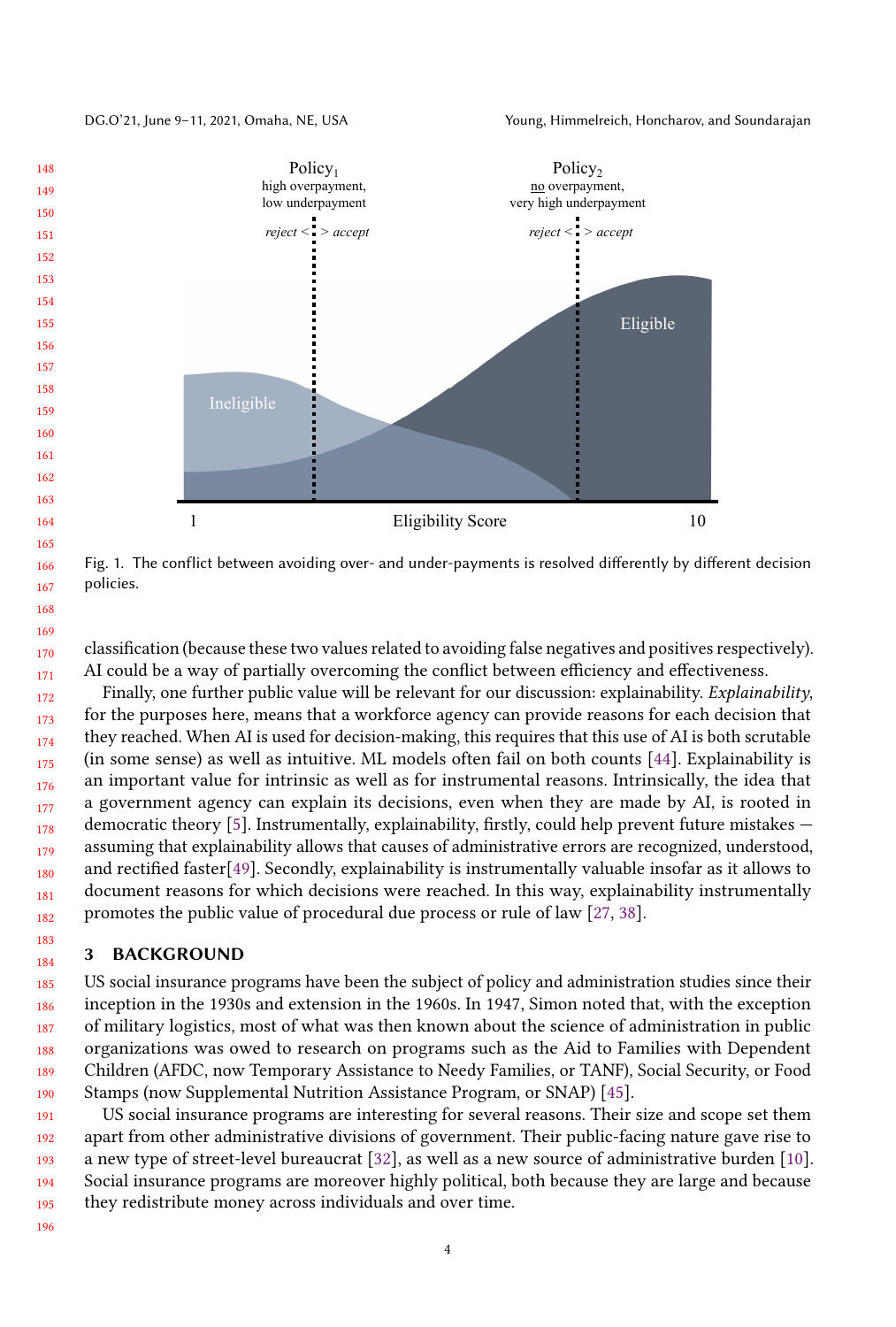Fig. 1. The conflict between avoiding over- and under-payments is resolved differently by different decision policies.

classification (because these two values related to avoiding false negatives and positives respectively). AI could be a way of partially overcoming the conflict between efficiency and effectiveness.

Finally, one further public value will be relevant for our discussion: explainability. *Explainability*, for the purposes here, means that a workforce agency can provide reasons for each decision that they reached. When AI is used for decision-making, this requires that this use of AI is both scrutable (in some sense) as well as intuitive. ML models often fail on both counts [44]. Explainability is an important value for intrinsic as well as for instrumental reasons. Intrinsically, the idea that a government agency can explain its decisions, even when they are made by AI, is rooted in democratic theory [5]. Instrumentally, explainability, firstly, could help prevent future mistakes — assuming that explainability allows that causes of administrative errors are recognized, understood, and rectified faster[49]. Secondly, explainability is instrumentally valuable insofar as it allows to document reasons for which decisions were reached. In this way, explainability instrumentally promotes the public value of procedural due process or rule of law [27, 38].

## 3 BACKGROUND

US social insurance programs have been the subject of policy and administration studies since their inception in the 1930s and extension in the 1960s. In 1947, Simon noted that, with the exception of military logistics, most of what was then known about the science of administration in public organizations was owed to research on programs such as the Aid to Families with Dependent Children (AFDC, now Temporary Assistance to Needy Families, or TANF), Social Security, or Food Stamps (now Supplemental Nutrition Assistance Program, or SNAP) [45].

US social insurance programs are interesting for several reasons. Their size and scope set them apart from other administrative divisions of government. Their public-facing nature gave rise to a new type of street-level bureaucrat [32], as well as a new source of administrative burden [10]. Social insurance programs are moreover highly political, both because they are large and because they redistribute money across individuals and over time.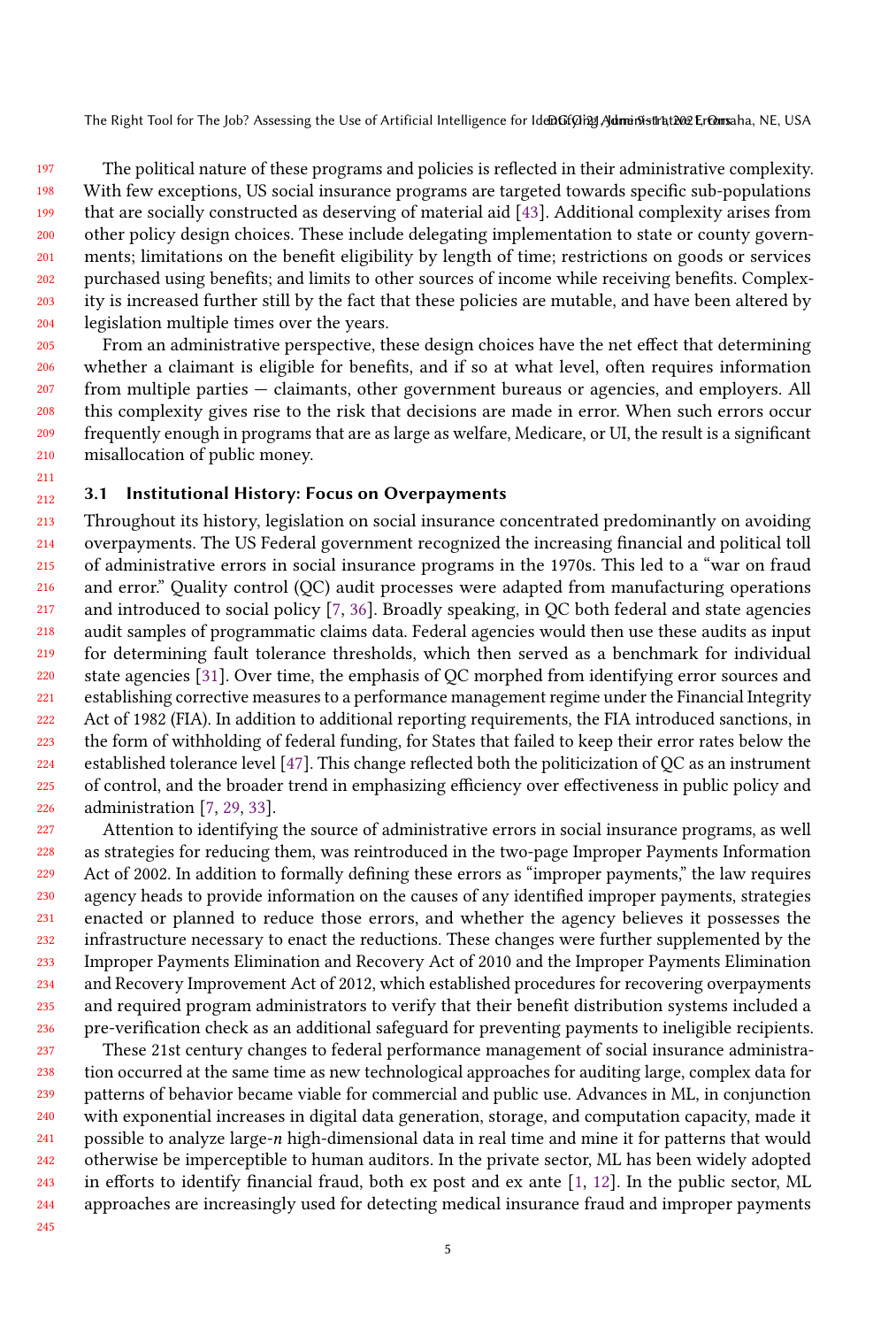The political nature of these programs and policies is reflected in their administrative complexity. With few exceptions, US social insurance programs are targeted towards specific sub-populations that are socially constructed as deserving of material aid [43]. Additional complexity arises from other policy design choices. These include delegating implementation to state or county governments; limitations on the benefit eligibility by length of time; restrictions on goods or services purchased using benefits; and limits to other sources of income while receiving benefits. Complexity is increased further still by the fact that these policies are mutable, and have been altered by legislation multiple times over the years.

From an administrative perspective, these design choices have the net effect that determining whether a claimant is eligible for benefits, and if so at what level, often requires information from multiple parties — claimants, other government bureaus or agencies, and employers. All this complexity gives rise to the risk that decisions are made in error. When such errors occur frequently enough in programs that are as large as welfare, Medicare, or UI, the result is a significant misallocation of public money.

### 3.1 Institutional History: Focus on Overpayments

Throughout its history, legislation on social insurance concentrated predominantly on avoiding overpayments. The US Federal government recognized the increasing financial and political toll of administrative errors in social insurance programs in the 1970s. This led to a "war on fraud and error." Quality control (QC) audit processes were adapted from manufacturing operations and introduced to social policy [7, 36]. Broadly speaking, in QC both federal and state agencies audit samples of programmatic claims data. Federal agencies would then use these audits as input for determining fault tolerance thresholds, which then served as a benchmark for individual state agencies [31]. Over time, the emphasis of QC morphed from identifying error sources and establishing corrective measures to a performance management regime under the Financial Integrity Act of 1982 (FIA). In addition to additional reporting requirements, the FIA introduced sanctions, in the form of withholding of federal funding, for States that failed to keep their error rates below the established tolerance level [47]. This change reflected both the politicization of QC as an instrument of control, and the broader trend in emphasizing efficiency over effectiveness in public policy and administration [7, 29, 33].

Attention to identifying the source of administrative errors in social insurance programs, as well as strategies for reducing them, was reintroduced in the two-page Improper Payments Information Act of 2002. In addition to formally defining these errors as "improper payments," the law requires agency heads to provide information on the causes of any identified improper payments, strategies enacted or planned to reduce those errors, and whether the agency believes it possesses the infrastructure necessary to enact the reductions. These changes were further supplemented by the Improper Payments Elimination and Recovery Act of 2010 and the Improper Payments Elimination and Recovery Improvement Act of 2012, which established procedures for recovering overpayments and required program administrators to verify that their benefit distribution systems included a pre-verification check as an additional safeguard for preventing payments to ineligible recipients.

These 21st century changes to federal performance management of social insurance administration occurred at the same time as new technological approaches for auditing large, complex data for patterns of behavior became viable for commercial and public use. Advances in ML, in conjunction with exponential increases in digital data generation, storage, and computation capacity, made it possible to analyze large-$n$ high-dimensional data in real time and mine it for patterns that would otherwise be imperceptible to human auditors. In the private sector, ML has been widely adopted in efforts to identify financial fraud, both ex post and ex ante [1, 12]. In the public sector, ML approaches are increasingly used for detecting medical insurance fraud and improper payments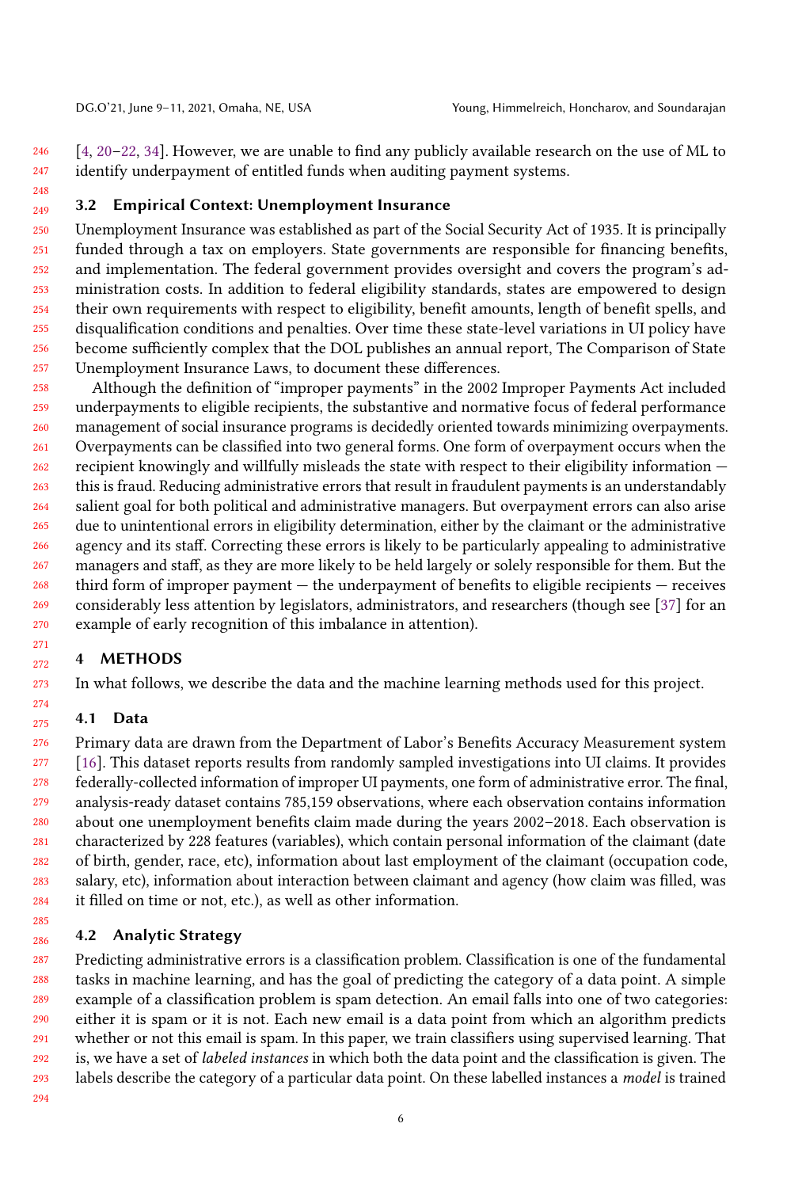[4, 20–22, 34]. However, we are unable to find any publicly available research on the use of ML to identify underpayment of entitled funds when auditing payment systems.

### 3.2 Empirical Context: Unemployment Insurance

Unemployment Insurance was established as part of the Social Security Act of 1935. It is principally funded through a tax on employers. State governments are responsible for financing benefits, and implementation. The federal government provides oversight and covers the program's administration costs. In addition to federal eligibility standards, states are empowered to design their own requirements with respect to eligibility, benefit amounts, length of benefit spells, and disqualification conditions and penalties. Over time these state-level variations in UI policy have become sufficiently complex that the DOL publishes an annual report, The Comparison of State Unemployment Insurance Laws, to document these differences.

Although the definition of "improper payments" in the 2002 Improper Payments Act included underpayments to eligible recipients, the substantive and normative focus of federal performance management of social insurance programs is decidedly oriented towards minimizing overpayments. Overpayments can be classified into two general forms. One form of overpayment occurs when the recipient knowingly and willfully misleads the state with respect to their eligibility information — this is fraud. Reducing administrative errors that result in fraudulent payments is an understandably salient goal for both political and administrative managers. But overpayment errors can also arise due to unintentional errors in eligibility determination, either by the claimant or the administrative agency and its staff. Correcting these errors is likely to be particularly appealing to administrative managers and staff, as they are more likely to be held largely or solely responsible for them. But the third form of improper payment — the underpayment of benefits to eligible recipients — receives considerably less attention by legislators, administrators, and researchers (though see [37] for an example of early recognition of this imbalance in attention).

## 4 METHODS

In what follows, we describe the data and the machine learning methods used for this project.

### 4.1 Data

Primary data are drawn from the Department of Labor's Benefits Accuracy Measurement system [16]. This dataset reports results from randomly sampled investigations into UI claims. It provides federally-collected information of improper UI payments, one form of administrative error. The final, analysis-ready dataset contains 785,159 observations, where each observation contains information about one unemployment benefits claim made during the years 2002–2018. Each observation is characterized by 228 features (variables), which contain personal information of the claimant (date of birth, gender, race, etc), information about last employment of the claimant (occupation code, salary, etc), information about interaction between claimant and agency (how claim was filled, was it filled on time or not, etc.), as well as other information.

### 4.2 Analytic Strategy

Predicting administrative errors is a classification problem. Classification is one of the fundamental tasks in machine learning, and has the goal of predicting the category of a data point. A simple example of a classification problem is spam detection. An email falls into one of two categories: either it is spam or it is not. Each new email is a data point from which an algorithm predicts whether or not this email is spam. In this paper, we train classifiers using supervised learning. That is, we have a set of *labeled instances* in which both the data point and the classification is given. The labels describe the category of a particular data point. On these labelled instances a *model* is trained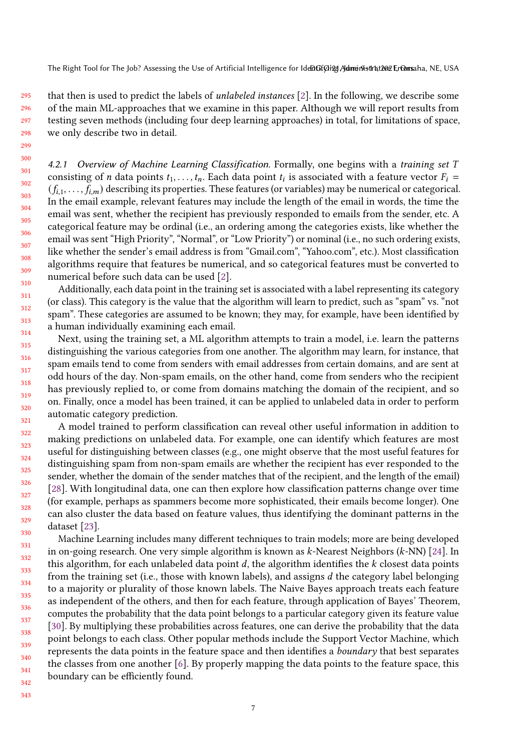that then is used to predict the labels of *unlabeled instances* [2]. In the following, we describe some of the main ML-approaches that we examine in this paper. Although we will report results from testing seven methods (including four deep learning approaches) in total, for limitations of space, we only describe two in detail.

#### 4.2.1 Overview of Machine Learning Classification.

Formally, one begins with a *training set* $T$ consisting of $n$ data points $t_1, \ldots, t_n$. Each data point $t_i$ is associated with a feature vector $F_i = (f_{i,1}, \ldots, f_{i,m})$ describing its properties. These features (or variables) may be numerical or categorical. In the email example, relevant features may include the length of the email in words, the time the email was sent, whether the recipient has previously responded to emails from the sender, etc. A categorical feature may be ordinal (i.e., an ordering among the categories exists, like whether the email was sent "High Priority", "Normal", or "Low Priority") or nominal (i.e., no such ordering exists, like whether the sender's email address is from "Gmail.com", "Yahoo.com", etc.). Most classification algorithms require that features be numerical, and so categorical features must be converted to numerical before such data can be used [2].

Additionally, each data point in the training set is associated with a label representing its category (or class). This category is the value that the algorithm will learn to predict, such as "spam" vs. "not spam". These categories are assumed to be known; they may, for example, have been identified by a human individually examining each email.

Next, using the training set, a ML algorithm attempts to train a model, i.e. learn the patterns distinguishing the various categories from one another. The algorithm may learn, for instance, that spam emails tend to come from senders with email addresses from certain domains, and are sent at odd hours of the day. Non-spam emails, on the other hand, come from senders who the recipient has previously replied to, or come from domains matching the domain of the recipient, and so on. Finally, once a model has been trained, it can be applied to unlabeled data in order to perform automatic category prediction.

A model trained to perform classification can reveal other useful information in addition to making predictions on unlabeled data. For example, one can identify which features are most useful for distinguishing between classes (e.g., one might observe that the most useful features for distinguishing spam from non-spam emails are whether the recipient has ever responded to the sender, whether the domain of the sender matches that of the recipient, and the length of the email) [28]. With longitudinal data, one can then explore how classification patterns change over time (for example, perhaps as spammers become more sophisticated, their emails become longer). One can also cluster the data based on feature values, thus identifying the dominant patterns in the dataset [23].

Machine Learning includes many different techniques to train models; more are being developed in on-going research. One very simple algorithm is known as $k$-Nearest Neighbors ($k$-NN) [24]. In this algorithm, for each unlabeled data point $d$, the algorithm identifies the $k$ closest data points from the training set (i.e., those with known labels), and assigns $d$ the category label belonging to a majority or plurality of those known labels. The Naive Bayes approach treats each feature as independent of the others, and then for each feature, through application of Bayes' Theorem, computes the probability that the data point belongs to a particular category given its feature value [30]. By multiplying these probabilities across features, one can derive the probability that the data point belongs to each class. Other popular methods include the Support Vector Machine, which represents the data points in the feature space and then identifies a *boundary* that best separates the classes from one another [6]. By properly mapping the data points to the feature space, this boundary can be efficiently found.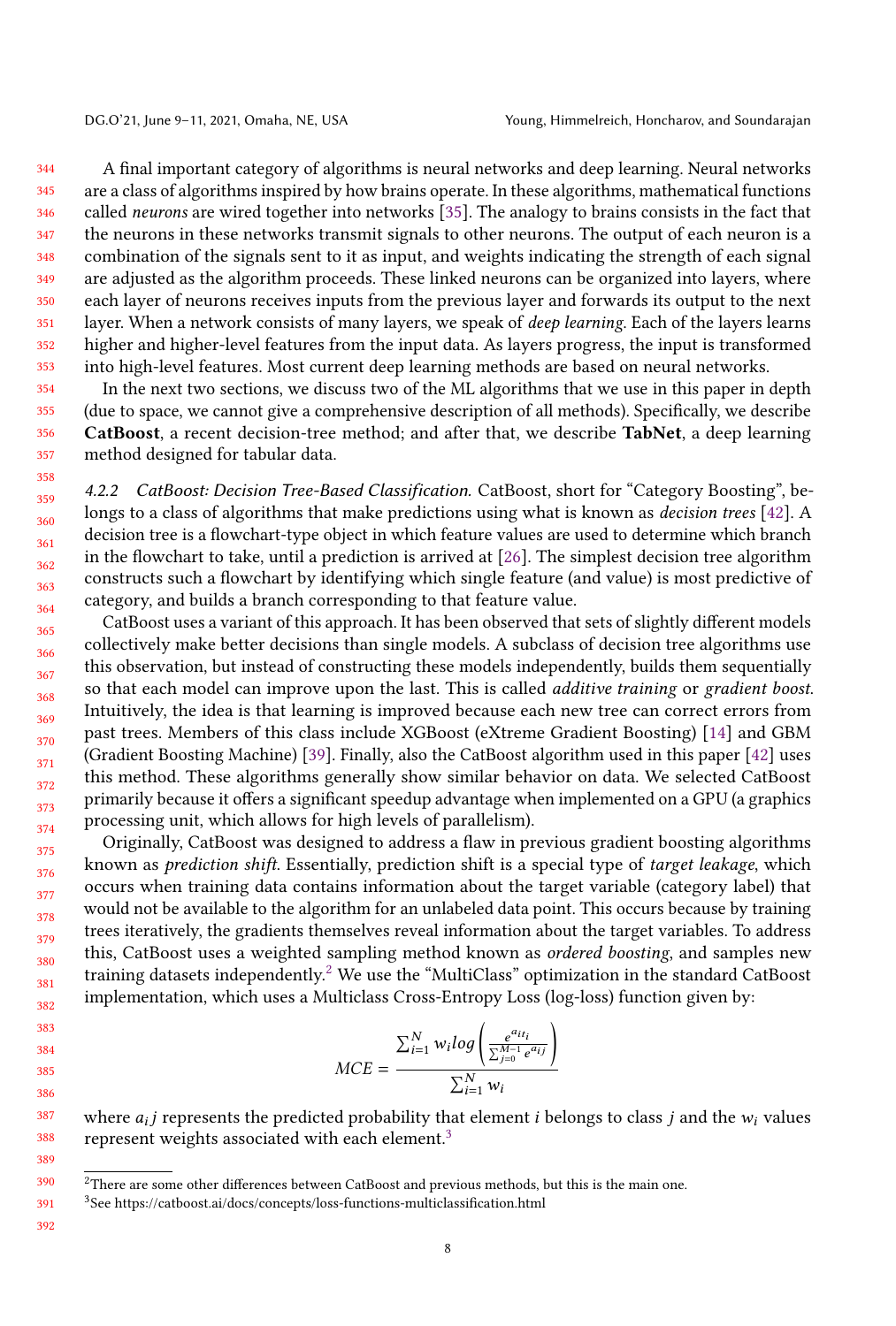A final important category of algorithms is neural networks and deep learning. Neural networks are a class of algorithms inspired by how brains operate. In these algorithms, mathematical functions called *neurons* are wired together into networks [35]. The analogy to brains consists in the fact that the neurons in these networks transmit signals to other neurons. The output of each neuron is a combination of the signals sent to it as input, and weights indicating the strength of each signal are adjusted as the algorithm proceeds. These linked neurons can be organized into layers, where each layer of neurons receives inputs from the previous layer and forwards its output to the next layer. When a network consists of many layers, we speak of *deep learning*. Each of the layers learns higher and higher-level features from the input data. As layers progress, the input is transformed into high-level features. Most current deep learning methods are based on neural networks.

In the next two sections, we discuss two of the ML algorithms that we use in this paper in depth (due to space, we cannot give a comprehensive description of all methods). Specifically, we describe **CatBoost**, a recent decision-tree method; and after that, we describe **TabNet**, a deep learning method designed for tabular data.

#### 4.2.2 *CatBoost: Decision Tree-Based Classification.*

CatBoost, short for "Category Boosting", belongs to a class of algorithms that make predictions using what is known as *decision trees* [42]. A decision tree is a flowchart-type object in which feature values are used to determine which branch in the flowchart to take, until a prediction is arrived at [26]. The simplest decision tree algorithm constructs such a flowchart by identifying which single feature (and value) is most predictive of category, and builds a branch corresponding to that feature value.

CatBoost uses a variant of this approach. It has been observed that sets of slightly different models collectively make better decisions than single models. A subclass of decision tree algorithms use this observation, but instead of constructing these models independently, builds them sequentially so that each model can improve upon the last. This is called *additive training* or *gradient boost*. Intuitively, the idea is that learning is improved because each new tree can correct errors from past trees. Members of this class include XGBoost (eXtreme Gradient Boosting) [14] and GBM (Gradient Boosting Machine) [39]. Finally, also the CatBoost algorithm used in this paper [42] uses this method. These algorithms generally show similar behavior on data. We selected CatBoost primarily because it offers a significant speedup advantage when implemented on a GPU (a graphics processing unit, which allows for high levels of parallelism).

Originally, CatBoost was designed to address a flaw in previous gradient boosting algorithms known as *prediction shift*. Essentially, prediction shift is a special type of *target leakage*, which occurs when training data contains information about the target variable (category label) that would not be available to the algorithm for an unlabeled data point. This occurs because by training trees iteratively, the gradients themselves reveal information about the target variables. To address this, CatBoost uses a weighted sampling method known as *ordered boosting*, and samples new training datasets independently.[2] We use the "MultiClass" optimization in the standard CatBoost implementation, which uses a Multiclass Cross-Entropy Loss (log-loss) function given by:

$$MCE = \frac{\sum_{i=1}^{N} w_i log\left(\frac{e^{a_{it_i}}}{\sum_{j=0}^{M-1} e^{a_{ij}}}\right)}{\sum_{i=1}^{N} w_i}$$

where $a_i j$ represents the predicted probability that element $i$ belongs to class $j$ and the $w_i$ values represent weights associated with each element.[3]

[2] There are some other differences between CatBoost and previous methods, but this is the main one.

[3] See https://catboost.ai/docs/concepts/loss-functions-multiclassification.html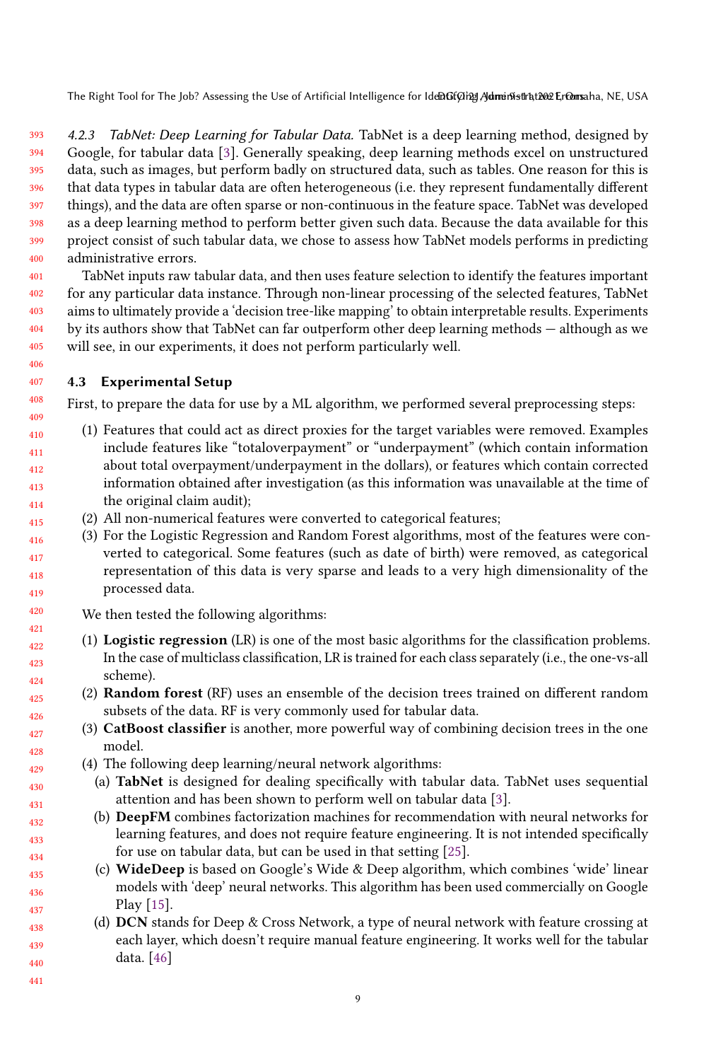#### 4.2.3 TabNet: Deep Learning for Tabular Data.

TabNet is a deep learning method, designed by Google, for tabular data [3]. Generally speaking, deep learning methods excel on unstructured data, such as images, but perform badly on structured data, such as tables. One reason for this is that data types in tabular data are often heterogeneous (i.e. they represent fundamentally different things), and the data are often sparse or non-continuous in the feature space. TabNet was developed as a deep learning method to perform better given such data. Because the data available for this project consist of such tabular data, we chose to assess how TabNet models performs in predicting administrative errors.

TabNet inputs raw tabular data, and then uses feature selection to identify the features important for any particular data instance. Through non-linear processing of the selected features, TabNet aims to ultimately provide a 'decision tree-like mapping' to obtain interpretable results. Experiments by its authors show that TabNet can far outperform other deep learning methods — although as we will see, in our experiments, it does not perform particularly well.

### 4.3 Experimental Setup

First, to prepare the data for use by a ML algorithm, we performed several preprocessing steps:

1. Features that could act as direct proxies for the target variables were removed. Examples include features like "totaloverpayment" or "underpayment" (which contain information about total overpayment/underpayment in the dollars), or features which contain corrected information obtained after investigation (as this information was unavailable at the time of the original claim audit);
2. All non-numerical features were converted to categorical features;
3. For the Logistic Regression and Random Forest algorithms, most of the features were converted to categorical. Some features (such as date of birth) were removed, as categorical representation of this data is very sparse and leads to a very high dimensionality of the processed data.

We then tested the following algorithms:

1. **Logistic regression** (LR) is one of the most basic algorithms for the classification problems. In the case of multiclass classification, LR is trained for each class separately (i.e., the one-vs-all scheme).
2. **Random forest** (RF) uses an ensemble of the decision trees trained on different random subsets of the data. RF is very commonly used for tabular data.
3. **CatBoost classifier** is another, more powerful way of combining decision trees in the one model.
4. The following deep learning/neural network algorithms:
   (a) **TabNet** is designed for dealing specifically with tabular data. TabNet uses sequential attention and has been shown to perform well on tabular data [3].
   (b) **DeepFM** combines factorization machines for recommendation with neural networks for learning features, and does not require feature engineering. It is not intended specifically for use on tabular data, but can be used in that setting [25].
   (c) **WideDeep** is based on Google's Wide & Deep algorithm, which combines 'wide' linear models with 'deep' neural networks. This algorithm has been used commercially on Google Play [15].
   (d) **DCN** stands for Deep & Cross Network, a type of neural network with feature crossing at each layer, which doesn't require manual feature engineering. It works well for the tabular data. [46]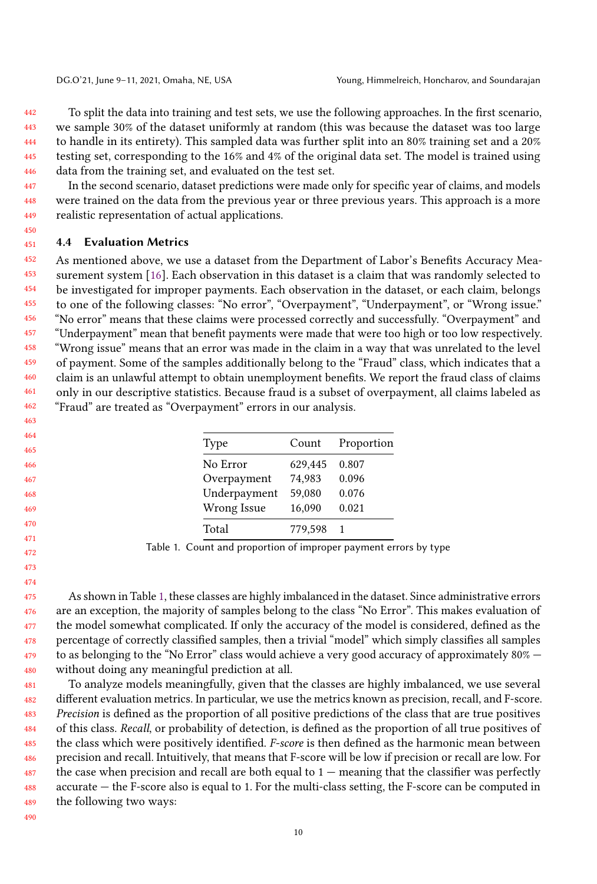To split the data into training and test sets, we use the following approaches. In the first scenario, we sample 30% of the dataset uniformly at random (this was because the dataset was too large to handle in its entirety). This sampled data was further split into an 80% training set and a 20% testing set, corresponding to the 16% and 4% of the original data set. The model is trained using data from the training set, and evaluated on the test set.

In the second scenario, dataset predictions were made only for specific year of claims, and models were trained on the data from the previous year or three previous years. This approach is a more realistic representation of actual applications.

### 4.4 Evaluation Metrics

As mentioned above, we use a dataset from the Department of Labor's Benefits Accuracy Measurement system [16]. Each observation in this dataset is a claim that was randomly selected to be investigated for improper payments. Each observation in the dataset, or each claim, belongs to one of the following classes: "No error", "Overpayment", "Underpayment", or "Wrong issue." "No error" means that these claims were processed correctly and successfully. "Overpayment" and "Underpayment" mean that benefit payments were made that were too high or too low respectively. "Wrong issue" means that an error was made in the claim in a way that was unrelated to the level of payment. Some of the samples additionally belong to the "Fraud" class, which indicates that a claim is an unlawful attempt to obtain unemployment benefits. We report the fraud class of claims only in our descriptive statistics. Because fraud is a subset of overpayment, all claims labeled as "Fraud" are treated as "Overpayment" errors in our analysis.

| Type | Count | Proportion |
|---|---|---|
| No Error | 629,445 | 0.807 |
| Overpayment | 74,983 | 0.096 |
| Underpayment | 59,080 | 0.076 |
| Wrong Issue | 16,090 | 0.021 |
| Total | 779,598 | 1 |

Table 1. Count and proportion of improper payment errors by type

As shown in Table 1, these classes are highly imbalanced in the dataset. Since administrative errors are an exception, the majority of samples belong to the class "No Error". This makes evaluation of the model somewhat complicated. If only the accuracy of the model is considered, defined as the percentage of correctly classified samples, then a trivial "model" which simply classifies all samples to as belonging to the "No Error" class would achieve a very good accuracy of approximately 80% — without doing any meaningful prediction at all.

To analyze models meaningfully, given that the classes are highly imbalanced, we use several different evaluation metrics. In particular, we use the metrics known as precision, recall, and F-score. *Precision* is defined as the proportion of all positive predictions of the class that are true positives of this class. *Recall*, or probability of detection, is defined as the proportion of all true positives of the class which were positively identified. *F-score* is then defined as the harmonic mean between precision and recall. Intuitively, that means that F-score will be low if precision or recall are low. For the case when precision and recall are both equal to 1 — meaning that the classifier was perfectly accurate — the F-score also is equal to 1. For the multi-class setting, the F-score can be computed in the following two ways: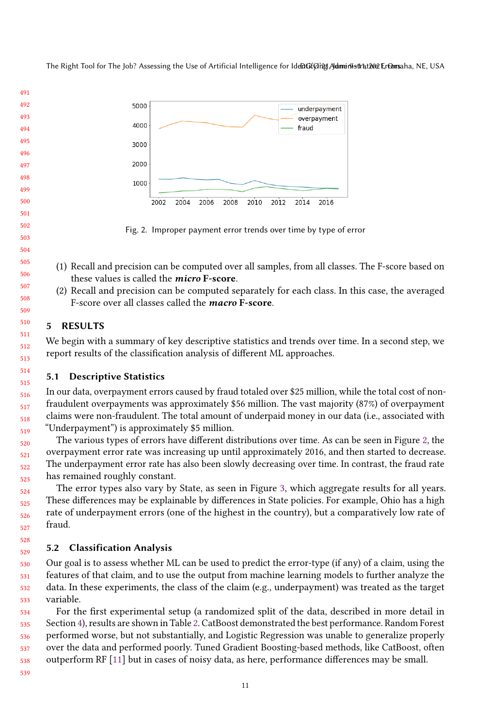Fig. 2. Improper payment error trends over time by type of error

(1) Recall and precision can be computed over all samples, from all classes. The F-score based on these values is called the ***micro*** **F-score**.
(2) Recall and precision can be computed separately for each class. In this case, the averaged F-score over all classes called the ***macro*** **F-score**.

## 5 RESULTS

We begin with a summary of key descriptive statistics and trends over time. In a second step, we report results of the classification analysis of different ML approaches.

### 5.1 Descriptive Statistics

In our data, overpayment errors caused by fraud totaled over $25 million, while the total cost of non-fraudulent overpayments was approximately $56 million. The vast majority (87%) of overpayment claims were non-fraudulent. The total amount of underpaid money in our data (i.e., associated with "Underpayment") is approximately $5 million.

The various types of errors have different distributions over time. As can be seen in Figure 2, the overpayment error rate was increasing up until approximately 2016, and then started to decrease. The underpayment error rate has also been slowly decreasing over time. In contrast, the fraud rate has remained roughly constant.

The error types also vary by State, as seen in Figure 3, which aggregate results for all years. These differences may be explainable by differences in State policies. For example, Ohio has a high rate of underpayment errors (one of the highest in the country), but a comparatively low rate of fraud.

### 5.2 Classification Analysis

Our goal is to assess whether ML can be used to predict the error-type (if any) of a claim, using the features of that claim, and to use the output from machine learning models to further analyze the data. In these experiments, the class of the claim (e.g., underpayment) was treated as the target variable.

For the first experimental setup (a randomized split of the data, described in more detail in Section 4), results are shown in Table 2. CatBoost demonstrated the best performance. Random Forest performed worse, but not substantially, and Logistic Regression was unable to generalize properly over the data and performed poorly. Tuned Gradient Boosting-based methods, like CatBoost, often outperform RF [11] but in cases of noisy data, as here, performance differences may be small.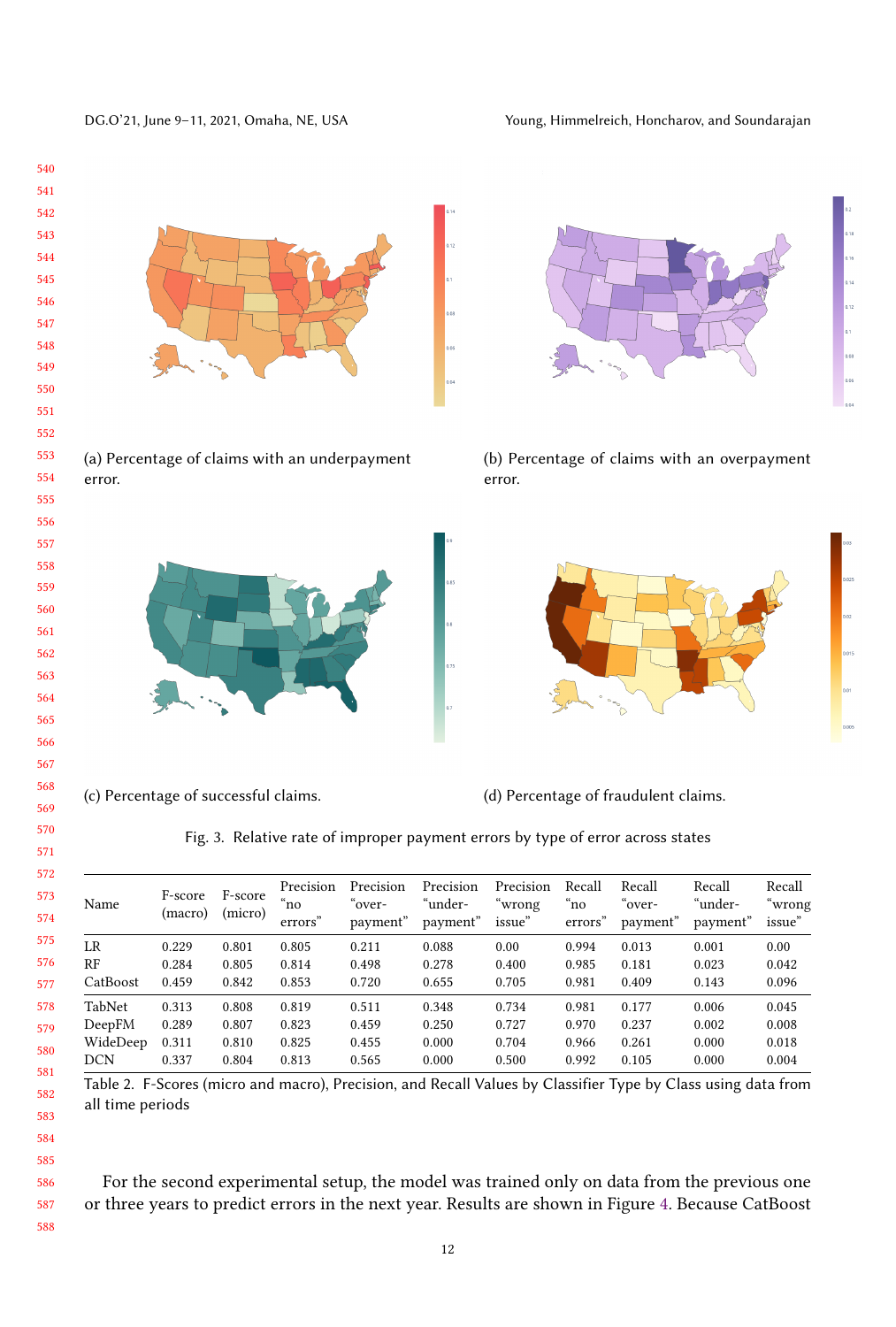(a) Percentage of claims with an underpayment error.

(b) Percentage of claims with an overpayment error.

(c) Percentage of successful claims.

(d) Percentage of fraudulent claims.

Fig. 3. Relative rate of improper payment errors by type of error across states

| Name | F-score (macro) | F-score (micro) | Precision "no errors" | Precision "over-payment" | Precision "under-payment" | Precision "wrong issue" | Recall "no errors" | Recall "over-payment" | Recall "under-payment" | Recall "wrong issue" |
|---|---|---|---|---|---|---|---|---|---|---|
| LR | 0.229 | 0.801 | 0.805 | 0.211 | 0.088 | 0.00 | 0.994 | 0.013 | 0.001 | 0.00 |
| RF | 0.284 | 0.805 | 0.814 | 0.498 | 0.278 | 0.400 | 0.985 | 0.181 | 0.023 | 0.042 |
| CatBoost | 0.459 | 0.842 | 0.853 | 0.720 | 0.655 | 0.705 | 0.981 | 0.409 | 0.143 | 0.096 |
| TabNet | 0.313 | 0.808 | 0.819 | 0.511 | 0.348 | 0.734 | 0.981 | 0.177 | 0.006 | 0.045 |
| DeepFM | 0.289 | 0.807 | 0.823 | 0.459 | 0.250 | 0.727 | 0.970 | 0.237 | 0.002 | 0.008 |
| WideDeep | 0.311 | 0.810 | 0.825 | 0.455 | 0.000 | 0.704 | 0.966 | 0.261 | 0.000 | 0.018 |
| DCN | 0.337 | 0.804 | 0.813 | 0.565 | 0.000 | 0.500 | 0.992 | 0.105 | 0.000 | 0.004 |

Table 2. F-Scores (micro and macro), Precision, and Recall Values by Classifier Type by Class using data from all time periods

For the second experimental setup, the model was trained only on data from the previous one or three years to predict errors in the next year. Results are shown in Figure 4. Because CatBoost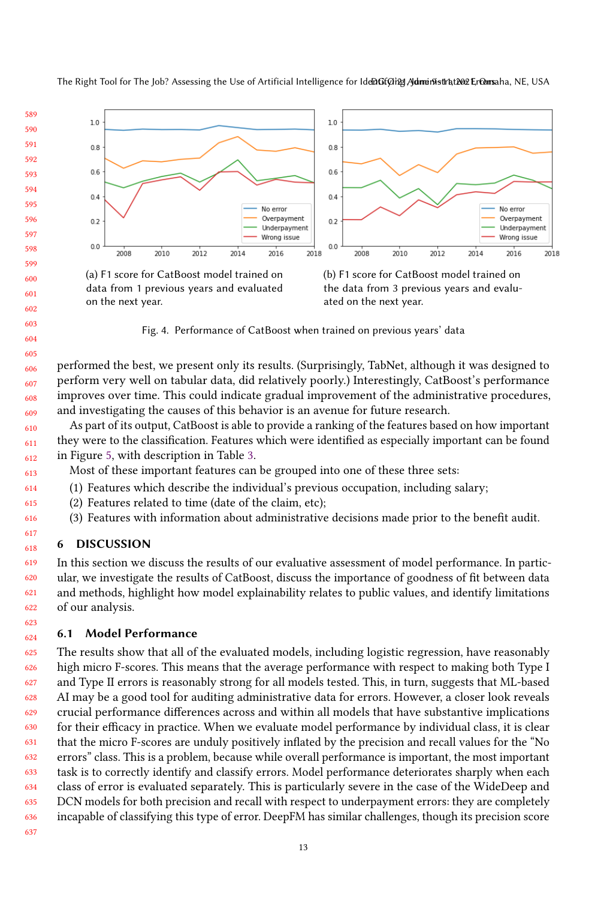(a) F1 score for CatBoost model trained on data from 1 previous years and evaluated on the next year.

(b) F1 score for CatBoost model trained on the data from 3 previous years and evaluated on the next year.

Fig. 4. Performance of CatBoost when trained on previous years' data

performed the best, we present only its results. (Surprisingly, TabNet, although it was designed to perform very well on tabular data, did relatively poorly.) Interestingly, CatBoost's performance improves over time. This could indicate gradual improvement of the administrative procedures, and investigating the causes of this behavior is an avenue for future research.

As part of its output, CatBoost is able to provide a ranking of the features based on how important they were to the classification. Features which were identified as especially important can be found in Figure 5, with description in Table 3.

Most of these important features can be grouped into one of these three sets:

(1) Features which describe the individual's previous occupation, including salary;
(2) Features related to time (date of the claim, etc);
(3) Features with information about administrative decisions made prior to the benefit audit.

## 6 DISCUSSION

In this section we discuss the results of our evaluative assessment of model performance. In particular, we investigate the results of CatBoost, discuss the importance of goodness of fit between data and methods, highlight how model explainability relates to public values, and identify limitations of our analysis.

### 6.1 Model Performance

The results show that all of the evaluated models, including logistic regression, have reasonably high micro F-scores. This means that the average performance with respect to making both Type I and Type II errors is reasonably strong for all models tested. This, in turn, suggests that ML-based AI may be a good tool for auditing administrative data for errors. However, a closer look reveals crucial performance differences across and within all models that have substantive implications for their efficacy in practice. When we evaluate model performance by individual class, it is clear that the micro F-scores are unduly positively inflated by the precision and recall values for the "No errors" class. This is a problem, because while overall performance is important, the most important task is to correctly identify and classify errors. Model performance deteriorates sharply when each class of error is evaluated separately. This is particularly severe in the case of the WideDeep and DCN models for both precision and recall with respect to underpayment errors: they are completely incapable of classifying this type of error. DeepFM has similar challenges, though its precision score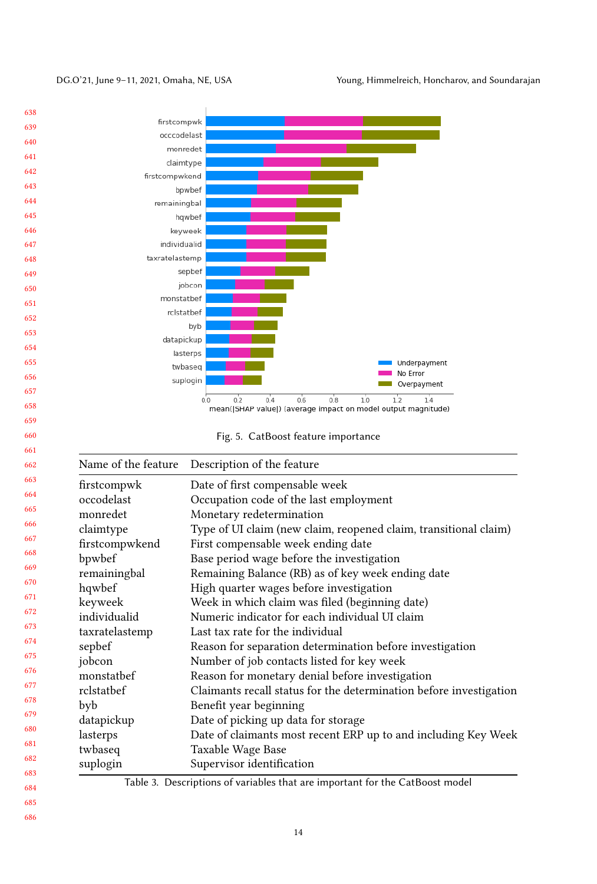Fig. 5. CatBoost feature importance

| Name of the feature | Description of the feature |
| --- | --- |
| firstcompwk | Date of first compensable week |
| occodelast | Occupation code of the last employment |
| monredet | Monetary redetermination |
| claimtype | Type of UI claim (new claim, reopened claim, transitional claim) |
| firstcompwkend | First compensable week ending date |
| bpwbef | Base period wage before the investigation |
| remainingbal | Remaining Balance (RB) as of key week ending date |
| hqwbef | High quarter wages before investigation |
| keyweek | Week in which claim was filed (beginning date) |
| individualid | Numeric indicator for each individual UI claim |
| taxratelastemp | Last tax rate for the individual |
| sepbef | Reason for separation determination before investigation |
| jobcon | Number of job contacts listed for key week |
| monstatbef | Reason for monetary denial before investigation |
| rclstatbef | Claimants recall status for the determination before investigation |
| byb | Benefit year beginning |
| datapickup | Date of picking up data for storage |
| lasterps | Date of claimants most recent ERP up to and including Key Week |
| twbaseq | Taxable Wage Base |
| suplogin | Supervisor identification |

Table 3. Descriptions of variables that are important for the CatBoost model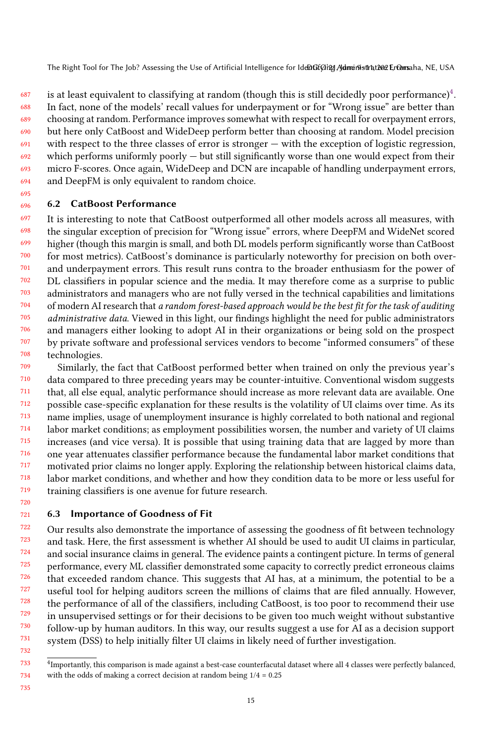is at least equivalent to classifying at random (though this is still decidedly poor performance)[4]. In fact, none of the models' recall values for underpayment or for "Wrong issue" are better than choosing at random. Performance improves somewhat with respect to recall for overpayment errors, but here only CatBoost and WideDeep perform better than choosing at random. Model precision with respect to the three classes of error is stronger — with the exception of logistic regression, which performs uniformly poorly — but still significantly worse than one would expect from their micro F-scores. Once again, WideDeep and DCN are incapable of handling underpayment errors, and DeepFM is only equivalent to random choice.

### 6.2 CatBoost Performance

It is interesting to note that CatBoost outperformed all other models across all measures, with the singular exception of precision for "Wrong issue" errors, where DeepFM and WideNet scored higher (though this margin is small, and both DL models perform significantly worse than CatBoost for most metrics). CatBoost's dominance is particularly noteworthy for precision on both over- and underpayment errors. This result runs contra to the broader enthusiasm for the power of DL classifiers in popular science and the media. It may therefore come as a surprise to public administrators and managers who are not fully versed in the technical capabilities and limitations of modern AI research that *a random forest-based approach would be the best fit for the task of auditing administrative data*. Viewed in this light, our findings highlight the need for public administrators and managers either looking to adopt AI in their organizations or being sold on the prospect by private software and professional services vendors to become "informed consumers" of these technologies.

Similarly, the fact that CatBoost performed better when trained on only the previous year's data compared to three preceding years may be counter-intuitive. Conventional wisdom suggests that, all else equal, analytic performance should increase as more relevant data are available. One possible case-specific explanation for these results is the volatility of UI claims over time. As its name implies, usage of unemployment insurance is highly correlated to both national and regional labor market conditions; as employment possibilities worsen, the number and variety of UI claims increases (and vice versa). It is possible that using training data that are lagged by more than one year attenuates classifier performance because the fundamental labor market conditions that motivated prior claims no longer apply. Exploring the relationship between historical claims data, labor market conditions, and whether and how they condition data to be more or less useful for training classifiers is one avenue for future research.

### 6.3 Importance of Goodness of Fit

Our results also demonstrate the importance of assessing the goodness of fit between technology and task. Here, the first assessment is whether AI should be used to audit UI claims in particular, and social insurance claims in general. The evidence paints a contingent picture. In terms of general performance, every ML classifier demonstrated some capacity to correctly predict erroneous claims that exceeded random chance. This suggests that AI has, at a minimum, the potential to be a useful tool for helping auditors screen the millions of claims that are filed annually. However, the performance of all of the classifiers, including CatBoost, is too poor to recommend their use in unsupervised settings or for their decisions to be given too much weight without substantive follow-up by human auditors. In this way, our results suggest a use for AI as a decision support system (DSS) to help initially filter UI claims in likely need of further investigation.

---

[4] Importantly, this comparison is made against a best-case counterfacutal dataset where all 4 classes were perfectly balanced, with the odds of making a correct decision at random being 1/4 = 0.25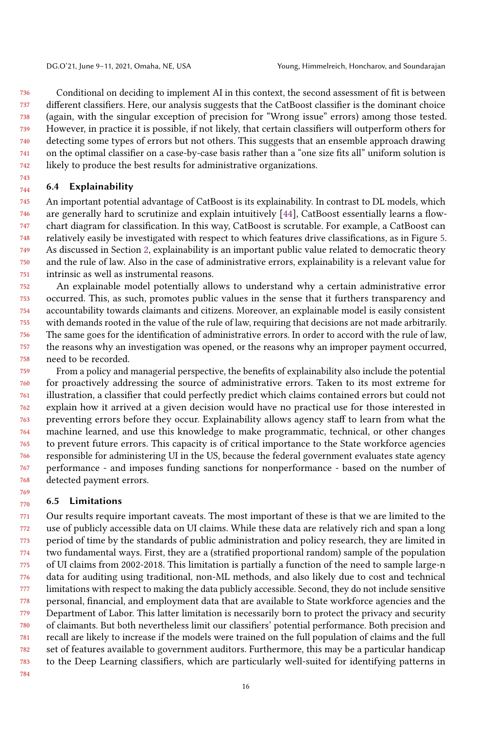Conditional on deciding to implement AI in this context, the second assessment of fit is between different classifiers. Here, our analysis suggests that the CatBoost classifier is the dominant choice (again, with the singular exception of precision for "Wrong issue" errors) among those tested. However, in practice it is possible, if not likely, that certain classifiers will outperform others for detecting some types of errors but not others. This suggests that an ensemble approach drawing on the optimal classifier on a case-by-case basis rather than a "one size fits all" uniform solution is likely to produce the best results for administrative organizations.

### 6.4 Explainability

An important potential advantage of CatBoost is its explainability. In contrast to DL models, which are generally hard to scrutinize and explain intuitively [44], CatBoost essentially learns a flow-chart diagram for classification. In this way, CatBoost is scrutable. For example, a CatBoost can relatively easily be investigated with respect to which features drive classifications, as in Figure 5. As discussed in Section 2, explainability is an important public value related to democratic theory and the rule of law. Also in the case of administrative errors, explainability is a relevant value for intrinsic as well as instrumental reasons.

An explainable model potentially allows to understand why a certain administrative error occurred. This, as such, promotes public values in the sense that it furthers transparency and accountability towards claimants and citizens. Moreover, an explainable model is easily consistent with demands rooted in the value of the rule of law, requiring that decisions are not made arbitrarily. The same goes for the identification of administrative errors. In order to accord with the rule of law, the reasons why an investigation was opened, or the reasons why an improper payment occurred, need to be recorded.

From a policy and managerial perspective, the benefits of explainability also include the potential for proactively addressing the source of administrative errors. Taken to its most extreme for illustration, a classifier that could perfectly predict which claims contained errors but could not explain how it arrived at a given decision would have no practical use for those interested in preventing errors before they occur. Explainability allows agency staff to learn from what the machine learned, and use this knowledge to make programmatic, technical, or other changes to prevent future errors. This capacity is of critical importance to the State workforce agencies responsible for administering UI in the US, because the federal government evaluates state agency performance - and imposes funding sanctions for nonperformance - based on the number of detected payment errors.

### 6.5 Limitations

Our results require important caveats. The most important of these is that we are limited to the use of publicly accessible data on UI claims. While these data are relatively rich and span a long period of time by the standards of public administration and policy research, they are limited in two fundamental ways. First, they are a (stratified proportional random) sample of the population of UI claims from 2002-2018. This limitation is partially a function of the need to sample large-n data for auditing using traditional, non-ML methods, and also likely due to cost and technical limitations with respect to making the data publicly accessible. Second, they do not include sensitive personal, financial, and employment data that are available to State workforce agencies and the Department of Labor. This latter limitation is necessarily born to protect the privacy and security of claimants. But both nevertheless limit our classifiers' potential performance. Both precision and recall are likely to increase if the models were trained on the full population of claims and the full set of features available to government auditors. Furthermore, this may be a particular handicap to the Deep Learning classifiers, which are particularly well-suited for identifying patterns in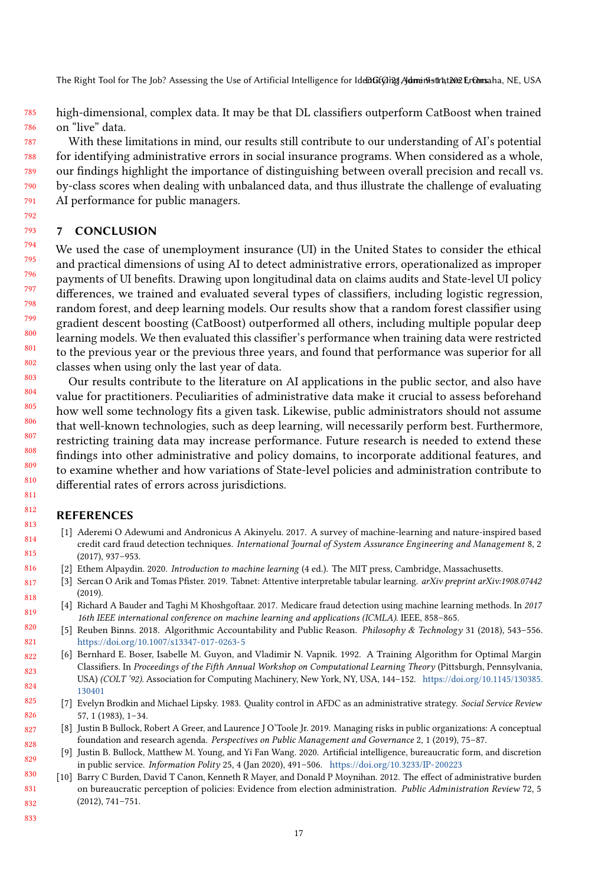high-dimensional, complex data. It may be that DL classifiers outperform CatBoost when trained on "live" data.

With these limitations in mind, our results still contribute to our understanding of AI's potential for identifying administrative errors in social insurance programs. When considered as a whole, our findings highlight the importance of distinguishing between overall precision and recall vs. by-class scores when dealing with unbalanced data, and thus illustrate the challenge of evaluating AI performance for public managers.

## 7 CONCLUSION

We used the case of unemployment insurance (UI) in the United States to consider the ethical and practical dimensions of using AI to detect administrative errors, operationalized as improper payments of UI benefits. Drawing upon longitudinal data on claims audits and State-level UI policy differences, we trained and evaluated several types of classifiers, including logistic regression, random forest, and deep learning models. Our results show that a random forest classifier using gradient descent boosting (CatBoost) outperformed all others, including multiple popular deep learning models. We then evaluated this classifier's performance when training data were restricted to the previous year or the previous three years, and found that performance was superior for all classes when using only the last year of data.

Our results contribute to the literature on AI applications in the public sector, and also have value for practitioners. Peculiarities of administrative data make it crucial to assess beforehand how well some technology fits a given task. Likewise, public administrators should not assume that well-known technologies, such as deep learning, will necessarily perform best. Furthermore, restricting training data may increase performance. Future research is needed to extend these findings into other administrative and policy domains, to incorporate additional features, and to examine whether and how variations of State-level policies and administration contribute to differential rates of errors across jurisdictions.

## REFERENCES

[1] Aderemi O Adewumi and Andronicus A Akinyelu. 2017. A survey of machine-learning and nature-inspired based credit card fraud detection techniques. *International Journal of System Assurance Engineering and Management* 8, 2 (2017), 937–953.

[2] Ethem Alpaydin. 2020. *Introduction to machine learning* (4 ed.). The MIT press, Cambridge, Massachusetts.

[3] Sercan O Arik and Tomas Pfister. 2019. Tabnet: Attentive interpretable tabular learning. *arXiv preprint arXiv:1908.07442* (2019).

[4] Richard A Bauder and Taghi M Khoshgoftaar. 2017. Medicare fraud detection using machine learning methods. In *2017 16th IEEE international conference on machine learning and applications (ICMLA)*. IEEE, 858–865.

[5] Reuben Binns. 2018. Algorithmic Accountability and Public Reason. *Philosophy & Technology* 31 (2018), 543–556. https://doi.org/10.1007/s13347-017-0263-5

[6] Bernhard E. Boser, Isabelle M. Guyon, and Vladimir N. Vapnik. 1992. A Training Algorithm for Optimal Margin Classifiers. In *Proceedings of the Fifth Annual Workshop on Computational Learning Theory* (Pittsburgh, Pennsylvania, USA) *(COLT '92)*. Association for Computing Machinery, New York, NY, USA, 144–152. https://doi.org/10.1145/130385.130401

[7] Evelyn Brodkin and Michael Lipsky. 1983. Quality control in AFDC as an administrative strategy. *Social Service Review* 57, 1 (1983), 1–34.

[8] Justin B Bullock, Robert A Greer, and Laurence J O'Toole Jr. 2019. Managing risks in public organizations: A conceptual foundation and research agenda. *Perspectives on Public Management and Governance* 2, 1 (2019), 75–87.

[9] Justin B. Bullock, Matthew M. Young, and Yi Fan Wang. 2020. Artificial intelligence, bureaucratic form, and discretion in public service. *Information Polity* 25, 4 (Jan 2020), 491–506. https://doi.org/10.3233/IP-200223

[10] Barry C Burden, David T Canon, Kenneth R Mayer, and Donald P Moynihan. 2012. The effect of administrative burden on bureaucratic perception of policies: Evidence from election administration. *Public Administration Review* 72, 5 (2012), 741–751.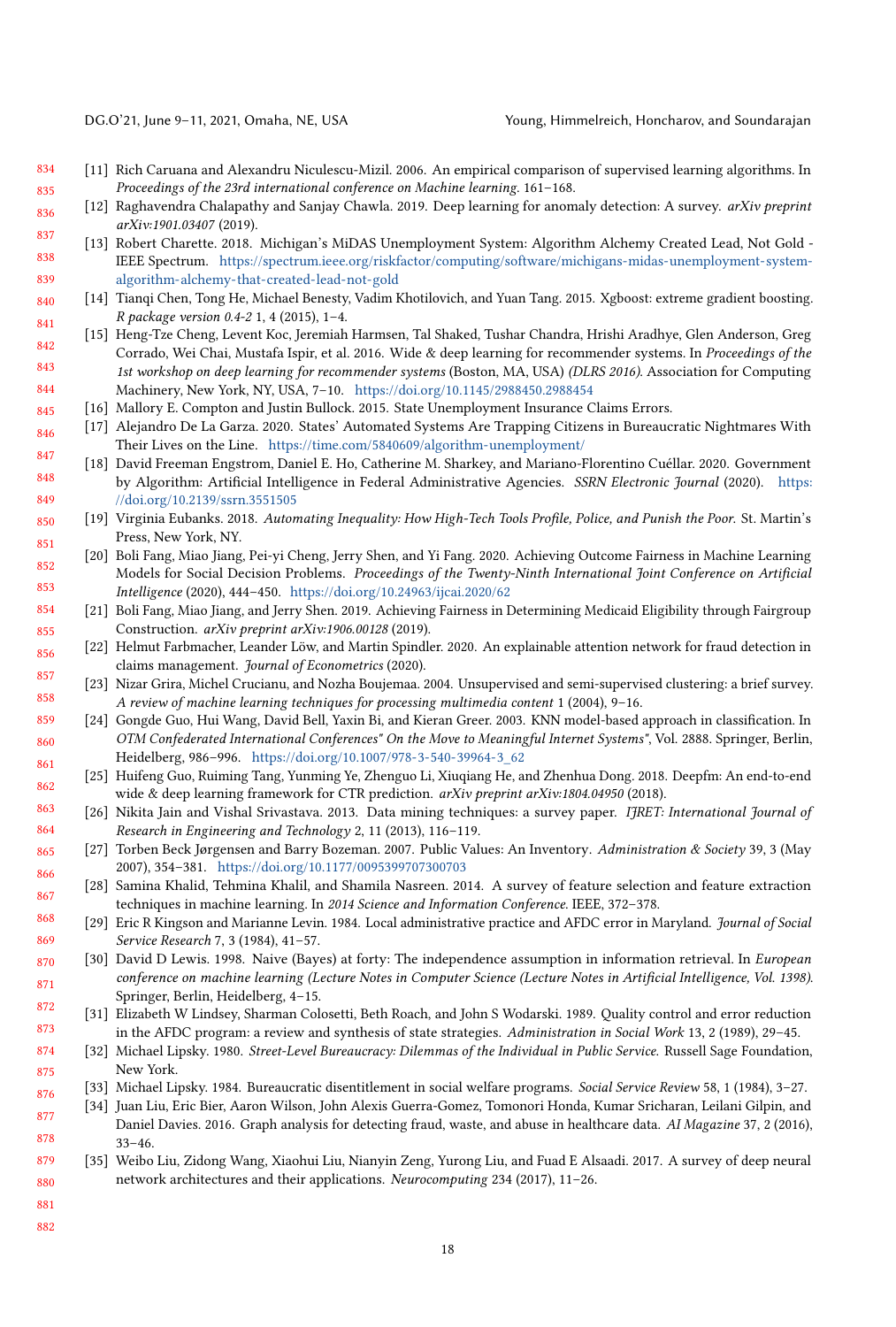[11] Rich Caruana and Alexandru Niculescu-Mizil. 2006. An empirical comparison of supervised learning algorithms. In *Proceedings of the 23rd international conference on Machine learning*. 161–168.

[12] Raghavendra Chalapathy and Sanjay Chawla. 2019. Deep learning for anomaly detection: A survey. *arXiv preprint arXiv:1901.03407* (2019).

[13] Robert Charette. 2018. Michigan's MiDAS Unemployment System: Algorithm Alchemy Created Lead, Not Gold - IEEE Spectrum. https://spectrum.ieee.org/riskfactor/computing/software/michigans-midas-unemployment-system-algorithm-alchemy-that-created-lead-not-gold

[14] Tianqi Chen, Tong He, Michael Benesty, Vadim Khotilovich, and Yuan Tang. 2015. Xgboost: extreme gradient boosting. *R package version 0.4-2* 1, 4 (2015), 1–4.

[15] Heng-Tze Cheng, Levent Koc, Jeremiah Harmsen, Tal Shaked, Tushar Chandra, Hrishi Aradhye, Glen Anderson, Greg Corrado, Wei Chai, Mustafa Ispir, et al. 2016. Wide & deep learning for recommender systems. In *Proceedings of the 1st workshop on deep learning for recommender systems* (Boston, MA, USA) *(DLRS 2016)*. Association for Computing Machinery, New York, NY, USA, 7–10. https://doi.org/10.1145/2988450.2988454

[16] Mallory E. Compton and Justin Bullock. 2015. State Unemployment Insurance Claims Errors.

[17] Alejandro De La Garza. 2020. States' Automated Systems Are Trapping Citizens in Bureaucratic Nightmares With Their Lives on the Line. https://time.com/5840609/algorithm-unemployment/

[18] David Freeman Engstrom, Daniel E. Ho, Catherine M. Sharkey, and Mariano-Florentino Cuéllar. 2020. Government by Algorithm: Artificial Intelligence in Federal Administrative Agencies. *SSRN Electronic Journal* (2020). https://doi.org/10.2139/ssrn.3551505

[19] Virginia Eubanks. 2018. *Automating Inequality: How High-Tech Tools Profile, Police, and Punish the Poor.* St. Martin's Press, New York, NY.

[20] Boli Fang, Miao Jiang, Pei-yi Cheng, Jerry Shen, and Yi Fang. 2020. Achieving Outcome Fairness in Machine Learning Models for Social Decision Problems. *Proceedings of the Twenty-Ninth International Joint Conference on Artificial Intelligence* (2020), 444–450. https://doi.org/10.24963/ijcai.2020/62

[21] Boli Fang, Miao Jiang, and Jerry Shen. 2019. Achieving Fairness in Determining Medicaid Eligibility through Fairgroup Construction. *arXiv preprint arXiv:1906.00128* (2019).

[22] Helmut Farbmacher, Leander Löw, and Martin Spindler. 2020. An explainable attention network for fraud detection in claims management. *Journal of Econometrics* (2020).

[23] Nizar Grira, Michel Crucianu, and Nozha Boujemaa. 2004. Unsupervised and semi-supervised clustering: a brief survey. *A review of machine learning techniques for processing multimedia content* 1 (2004), 9–16.

[24] Gongde Guo, Hui Wang, David Bell, Yaxin Bi, and Kieran Greer. 2003. KNN model-based approach in classification. In *OTM Confederated International Conferences" On the Move to Meaningful Internet Systems"*, Vol. 2888. Springer, Berlin, Heidelberg, 986–996. https://doi.org/10.1007/978-3-540-39964-3_62

[25] Huifeng Guo, Ruiming Tang, Yunming Ye, Zhenguo Li, Xiuqiang He, and Zhenhua Dong. 2018. Deepfm: An end-to-end wide & deep learning framework for CTR prediction. *arXiv preprint arXiv:1804.04950* (2018).

[26] Nikita Jain and Vishal Srivastava. 2013. Data mining techniques: a survey paper. *IJRET: International Journal of Research in Engineering and Technology* 2, 11 (2013), 116–119.

[27] Torben Beck Jørgensen and Barry Bozeman. 2007. Public Values: An Inventory. *Administration & Society* 39, 3 (May 2007), 354–381. https://doi.org/10.1177/0095399707300703

[28] Samina Khalid, Tehmina Khalil, and Shamila Nasreen. 2014. A survey of feature selection and feature extraction techniques in machine learning. In *2014 Science and Information Conference.* IEEE, 372–378.

[29] Eric R Kingson and Marianne Levin. 1984. Local administrative practice and AFDC error in Maryland. *Journal of Social Service Research* 7, 3 (1984), 41–57.

[30] David D Lewis. 1998. Naive (Bayes) at forty: The independence assumption in information retrieval. In *European conference on machine learning (Lecture Notes in Computer Science (Lecture Notes in Artificial Intelligence, Vol. 1398).* Springer, Berlin, Heidelberg, 4–15.

[31] Elizabeth W Lindsey, Sharman Colosetti, Beth Roach, and John S Wodarski. 1989. Quality control and error reduction in the AFDC program: a review and synthesis of state strategies. *Administration in Social Work* 13, 2 (1989), 29–45.

[32] Michael Lipsky. 1980. *Street-Level Bureaucracy: Dilemmas of the Individual in Public Service.* Russell Sage Foundation, New York.

[33] Michael Lipsky. 1984. Bureaucratic disentitlement in social welfare programs. *Social Service Review* 58, 1 (1984), 3–27.

[34] Juan Liu, Eric Bier, Aaron Wilson, John Alexis Guerra-Gomez, Tomonori Honda, Kumar Sricharan, Leilani Gilpin, and Daniel Davies. 2016. Graph analysis for detecting fraud, waste, and abuse in healthcare data. *AI Magazine* 37, 2 (2016), 33–46.

[35] Weibo Liu, Zidong Wang, Xiaohui Liu, Nianyin Zeng, Yurong Liu, and Fuad E Alsaadi. 2017. A survey of deep neural network architectures and their applications. *Neurocomputing* 234 (2017), 11–26.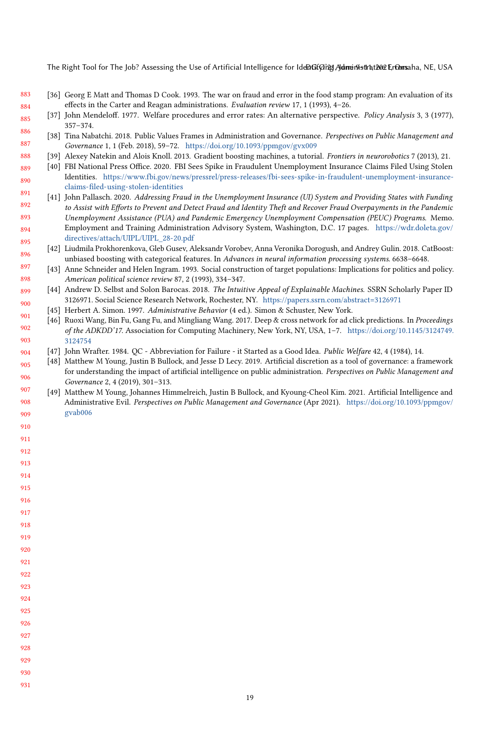[36] Georg E Matt and Thomas D Cook. 1993. The war on fraud and error in the food stamp program: An evaluation of its effects in the Carter and Reagan administrations. *Evaluation review* 17, 1 (1993), 4–26.

[37] John Mendeloff. 1977. Welfare procedures and error rates: An alternative perspective. *Policy Analysis* 3, 3 (1977), 357–374.

[38] Tina Nabatchi. 2018. Public Values Frames in Administration and Governance. *Perspectives on Public Management and Governance* 1, 1 (Feb. 2018), 59–72. https://doi.org/10.1093/ppmgov/gvx009

[39] Alexey Natekin and Alois Knoll. 2013. Gradient boosting machines, a tutorial. *Frontiers in neurorobotics* 7 (2013), 21.

[40] FBI National Press Office. 2020. FBI Sees Spike in Fraudulent Unemployment Insurance Claims Filed Using Stolen Identities. https://www.fbi.gov/news/pressrel/press-releases/fbi-sees-spike-in-fraudulent-unemployment-insurance-claims-filed-using-stolen-identities

[41] John Pallasch. 2020. *Addressing Fraud in the Unemployment Insurance (UI) System and Providing States with Funding to Assist with Efforts to Prevent and Detect Fraud and Identity Theft and Recover Fraud Overpayments in the Pandemic Unemployment Assistance (PUA) and Pandemic Emergency Unemployment Compensation (PEUC) Programs*. Memo. Employment and Training Administration Advisory System, Washington, D.C. 17 pages. https://wdr.doleta.gov/directives/attach/UIPL/UIPL_28-20.pdf

[42] Liudmila Prokhorenkova, Gleb Gusev, Aleksandr Vorobev, Anna Veronika Dorogush, and Andrey Gulin. 2018. CatBoost: unbiased boosting with categorical features. In *Advances in neural information processing systems*. 6638–6648.

[43] Anne Schneider and Helen Ingram. 1993. Social construction of target populations: Implications for politics and policy. *American political science review* 87, 2 (1993), 334–347.

[44] Andrew D. Selbst and Solon Barocas. 2018. *The Intuitive Appeal of Explainable Machines*. SSRN Scholarly Paper ID 3126971. Social Science Research Network, Rochester, NY. https://papers.ssrn.com/abstract=3126971

[45] Herbert A. Simon. 1997. *Administrative Behavior* (4 ed.). Simon & Schuster, New York.

[46] Ruoxi Wang, Bin Fu, Gang Fu, and Mingliang Wang. 2017. Deep & cross network for ad click predictions. In *Proceedings of the ADKDD'17*. Association for Computing Machinery, New York, NY, USA, 1–7. https://doi.org/10.1145/3124749.3124754

[47] John Wrafter. 1984. QC - Abbreviation for Failure - it Started as a Good Idea. *Public Welfare* 42, 4 (1984), 14.

[48] Matthew M Young, Justin B Bullock, and Jesse D Lecy. 2019. Artificial discretion as a tool of governance: a framework for understanding the impact of artificial intelligence on public administration. *Perspectives on Public Management and Governance* 2, 4 (2019), 301–313.

[49] Matthew M Young, Johannes Himmelreich, Justin B Bullock, and Kyoung-Cheol Kim. 2021. Artificial Intelligence and Administrative Evil. *Perspectives on Public Management and Governance* (Apr 2021). https://doi.org/10.1093/ppmgov/gvab006